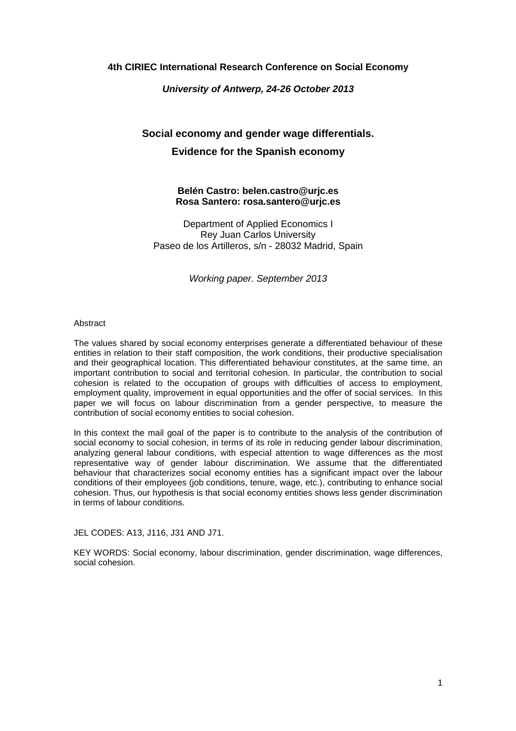**4th CIRIEC International Research Conference on Social Economy**

***University of Antwerp, 24-26 October 2013***

# Social economy and gender wage differentials.
# Evidence for the Spanish economy

**Belén Castro: belen.castro@urjc.es**
**Rosa Santero: rosa.santero@urjc.es**

Department of Applied Economics I
Rey Juan Carlos University
Paseo de los Artilleros, s/n - 28032 Madrid, Spain

*Working paper. September 2013*

Abstract

The values shared by social economy enterprises generate a differentiated behaviour of these entities in relation to their staff composition, the work conditions, their productive specialisation and their geographical location. This differentiated behaviour constitutes, at the same time, an important contribution to social and territorial cohesion. In particular, the contribution to social cohesion is related to the occupation of groups with difficulties of access to employment, employment quality, improvement in equal opportunities and the offer of social services. In this paper we will focus on labour discrimination from a gender perspective, to measure the contribution of social economy entities to social cohesion.

In this context the mail goal of the paper is to contribute to the analysis of the contribution of social economy to social cohesion, in terms of its role in reducing gender labour discrimination, analyzing general labour conditions, with especial attention to wage differences as the most representative way of gender labour discrimination. We assume that the differentiated behaviour that characterizes social economy entities has a significant impact over the labour conditions of their employees (job conditions, tenure, wage, etc.), contributing to enhance social cohesion. Thus, our hypothesis is that social economy entities shows less gender discrimination in terms of labour conditions.

JEL CODES: A13, J116, J31 AND J71.

KEY WORDS: Social economy, labour discrimination, gender discrimination, wage differences, social cohesion.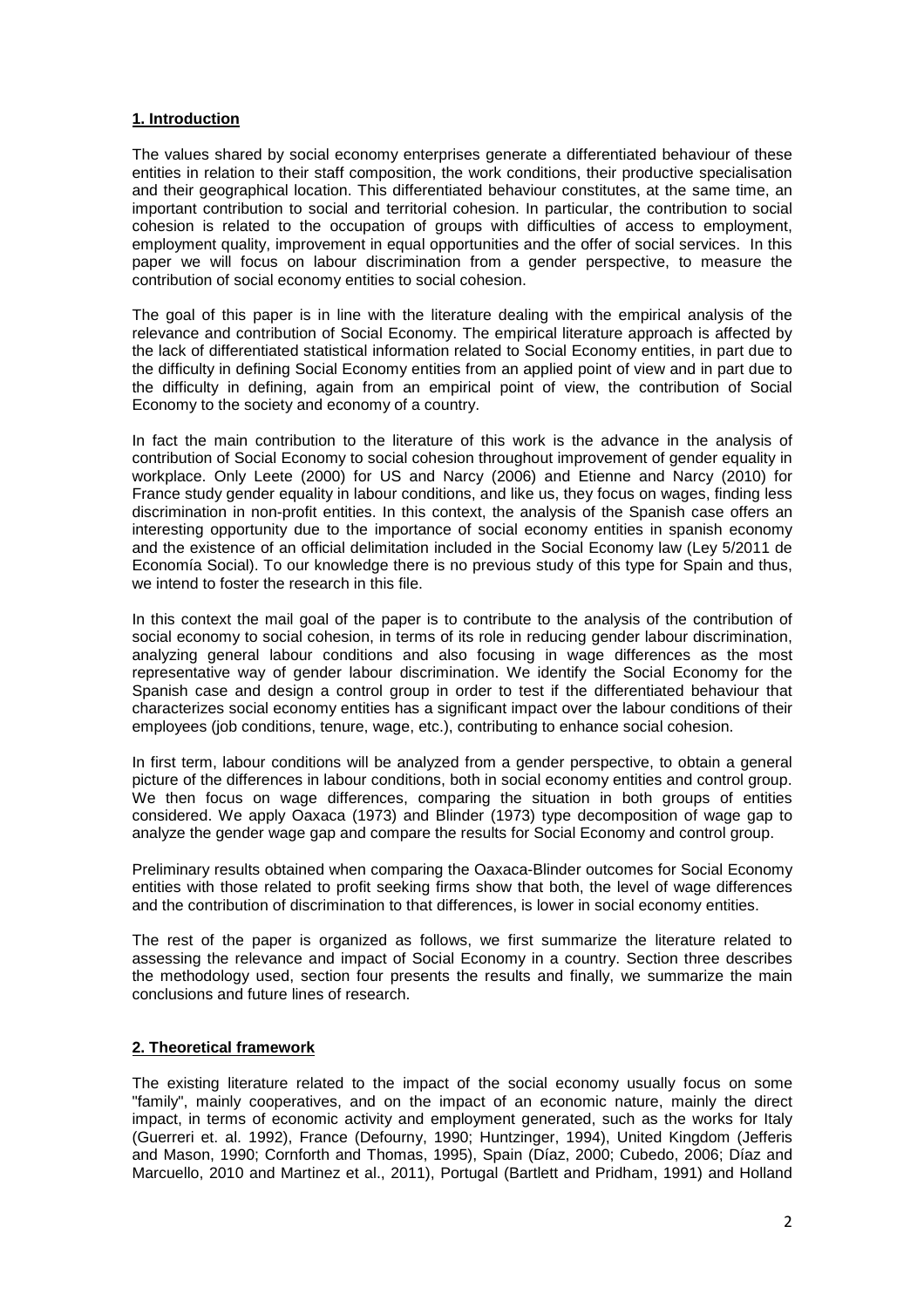## 1. Introduction

The values shared by social economy enterprises generate a differentiated behaviour of these entities in relation to their staff composition, the work conditions, their productive specialisation and their geographical location. This differentiated behaviour constitutes, at the same time, an important contribution to social and territorial cohesion. In particular, the contribution to social cohesion is related to the occupation of groups with difficulties of access to employment, employment quality, improvement in equal opportunities and the offer of social services. In this paper we will focus on labour discrimination from a gender perspective, to measure the contribution of social economy entities to social cohesion.

The goal of this paper is in line with the literature dealing with the empirical analysis of the relevance and contribution of Social Economy. The empirical literature approach is affected by the lack of differentiated statistical information related to Social Economy entities, in part due to the difficulty in defining Social Economy entities from an applied point of view and in part due to the difficulty in defining, again from an empirical point of view, the contribution of Social Economy to the society and economy of a country.

In fact the main contribution to the literature of this work is the advance in the analysis of contribution of Social Economy to social cohesion throughout improvement of gender equality in workplace. Only Leete (2000) for US and Narcy (2006) and Etienne and Narcy (2010) for France study gender equality in labour conditions, and like us, they focus on wages, finding less discrimination in non-profit entities. In this context, the analysis of the Spanish case offers an interesting opportunity due to the importance of social economy entities in spanish economy and the existence of an official delimitation included in the Social Economy law (Ley 5/2011 de Economía Social). To our knowledge there is no previous study of this type for Spain and thus, we intend to foster the research in this file.

In this context the mail goal of the paper is to contribute to the analysis of the contribution of social economy to social cohesion, in terms of its role in reducing gender labour discrimination, analyzing general labour conditions and also focusing in wage differences as the most representative way of gender labour discrimination. We identify the Social Economy for the Spanish case and design a control group in order to test if the differentiated behaviour that characterizes social economy entities has a significant impact over the labour conditions of their employees (job conditions, tenure, wage, etc.), contributing to enhance social cohesion.

In first term, labour conditions will be analyzed from a gender perspective, to obtain a general picture of the differences in labour conditions, both in social economy entities and control group. We then focus on wage differences, comparing the situation in both groups of entities considered. We apply Oaxaca (1973) and Blinder (1973) type decomposition of wage gap to analyze the gender wage gap and compare the results for Social Economy and control group.

Preliminary results obtained when comparing the Oaxaca-Blinder outcomes for Social Economy entities with those related to profit seeking firms show that both, the level of wage differences and the contribution of discrimination to that differences, is lower in social economy entities.

The rest of the paper is organized as follows, we first summarize the literature related to assessing the relevance and impact of Social Economy in a country. Section three describes the methodology used, section four presents the results and finally, we summarize the main conclusions and future lines of research.

## 2. Theoretical framework

The existing literature related to the impact of the social economy usually focus on some "family", mainly cooperatives, and on the impact of an economic nature, mainly the direct impact, in terms of economic activity and employment generated, such as the works for Italy (Guerreri et. al. 1992), France (Defourny, 1990; Huntzinger, 1994), United Kingdom (Jefferis and Mason, 1990; Cornforth and Thomas, 1995), Spain (Díaz, 2000; Cubedo, 2006; Díaz and Marcuello, 2010 and Martinez et al., 2011), Portugal (Bartlett and Pridham, 1991) and Holland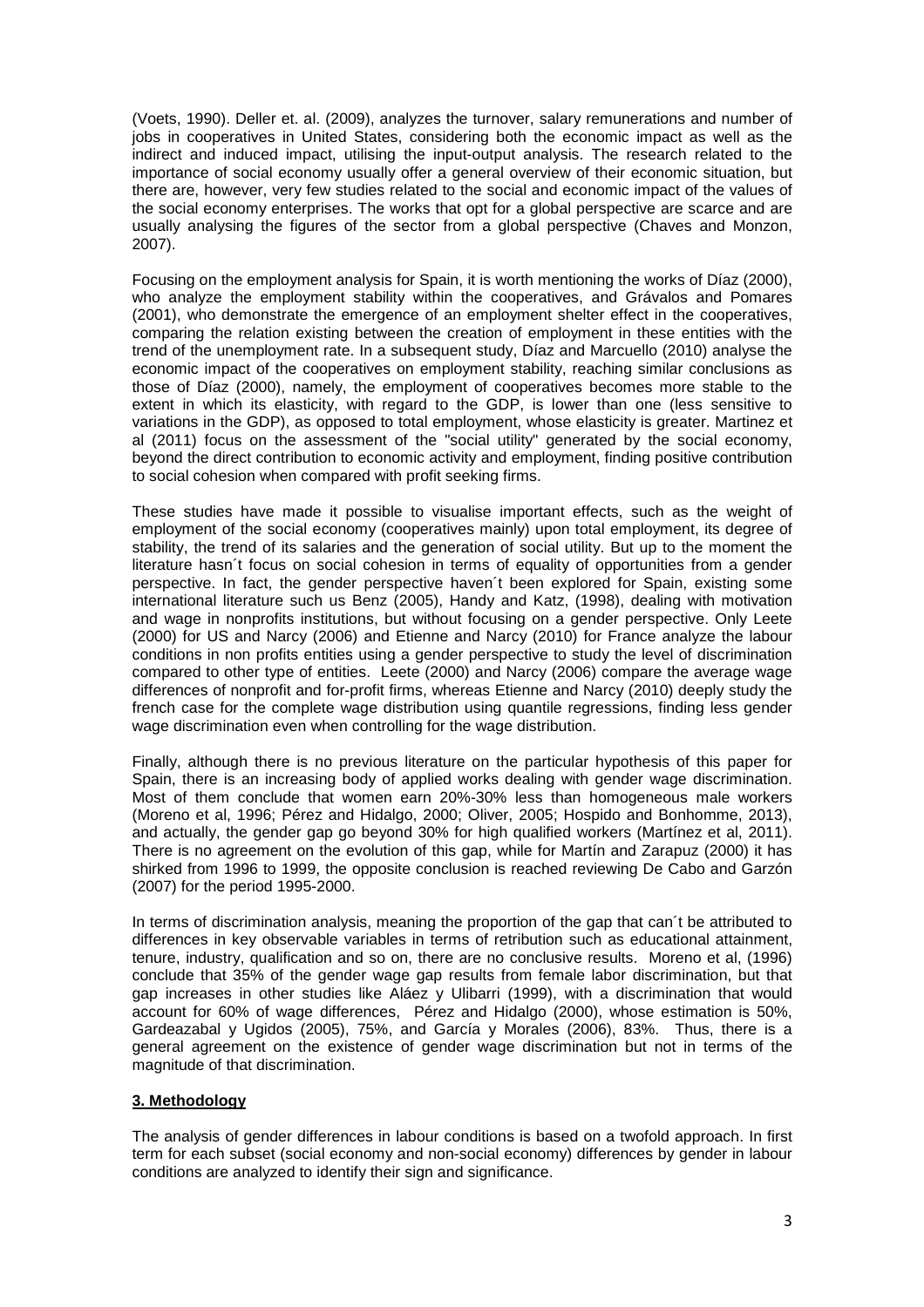(Voets, 1990). Deller et. al. (2009), analyzes the turnover, salary remunerations and number of jobs in cooperatives in United States, considering both the economic impact as well as the indirect and induced impact, utilising the input-output analysis. The research related to the importance of social economy usually offer a general overview of their economic situation, but there are, however, very few studies related to the social and economic impact of the values of the social economy enterprises. The works that opt for a global perspective are scarce and are usually analysing the figures of the sector from a global perspective (Chaves and Monzon, 2007).

Focusing on the employment analysis for Spain, it is worth mentioning the works of Díaz (2000), who analyze the employment stability within the cooperatives, and Grávalos and Pomares (2001), who demonstrate the emergence of an employment shelter effect in the cooperatives, comparing the relation existing between the creation of employment in these entities with the trend of the unemployment rate. In a subsequent study, Díaz and Marcuello (2010) analyse the economic impact of the cooperatives on employment stability, reaching similar conclusions as those of Díaz (2000), namely, the employment of cooperatives becomes more stable to the extent in which its elasticity, with regard to the GDP, is lower than one (less sensitive to variations in the GDP), as opposed to total employment, whose elasticity is greater. Martinez et al (2011) focus on the assessment of the "social utility" generated by the social economy, beyond the direct contribution to economic activity and employment, finding positive contribution to social cohesion when compared with profit seeking firms.

These studies have made it possible to visualise important effects, such as the weight of employment of the social economy (cooperatives mainly) upon total employment, its degree of stability, the trend of its salaries and the generation of social utility. But up to the moment the literature hasn´t focus on social cohesion in terms of equality of opportunities from a gender perspective. In fact, the gender perspective haven´t been explored for Spain, existing some international literature such us Benz (2005), Handy and Katz, (1998), dealing with motivation and wage in nonprofits institutions, but without focusing on a gender perspective. Only Leete (2000) for US and Narcy (2006) and Etienne and Narcy (2010) for France analyze the labour conditions in non profits entities using a gender perspective to study the level of discrimination compared to other type of entities. Leete (2000) and Narcy (2006) compare the average wage differences of nonprofit and for-profit firms, whereas Etienne and Narcy (2010) deeply study the french case for the complete wage distribution using quantile regressions, finding less gender wage discrimination even when controlling for the wage distribution.

Finally, although there is no previous literature on the particular hypothesis of this paper for Spain, there is an increasing body of applied works dealing with gender wage discrimination. Most of them conclude that women earn 20%-30% less than homogeneous male workers (Moreno et al, 1996; Pérez and Hidalgo, 2000; Oliver, 2005; Hospido and Bonhomme, 2013), and actually, the gender gap go beyond 30% for high qualified workers (Martínez et al, 2011). There is no agreement on the evolution of this gap, while for Martín and Zarapuz (2000) it has shirked from 1996 to 1999, the opposite conclusion is reached reviewing De Cabo and Garzón (2007) for the period 1995-2000.

In terms of discrimination analysis, meaning the proportion of the gap that can´t be attributed to differences in key observable variables in terms of retribution such as educational attainment, tenure, industry, qualification and so on, there are no conclusive results. Moreno et al, (1996) conclude that 35% of the gender wage gap results from female labor discrimination, but that gap increases in other studies like Aláez y Ulibarri (1999), with a discrimination that would account for 60% of wage differences, Pérez and Hidalgo (2000), whose estimation is 50%, Gardeazabal y Ugidos (2005), 75%, and García y Morales (2006), 83%. Thus, there is a general agreement on the existence of gender wage discrimination but not in terms of the magnitude of that discrimination.

## 3. Methodology

The analysis of gender differences in labour conditions is based on a twofold approach. In first term for each subset (social economy and non-social economy) differences by gender in labour conditions are analyzed to identify their sign and significance.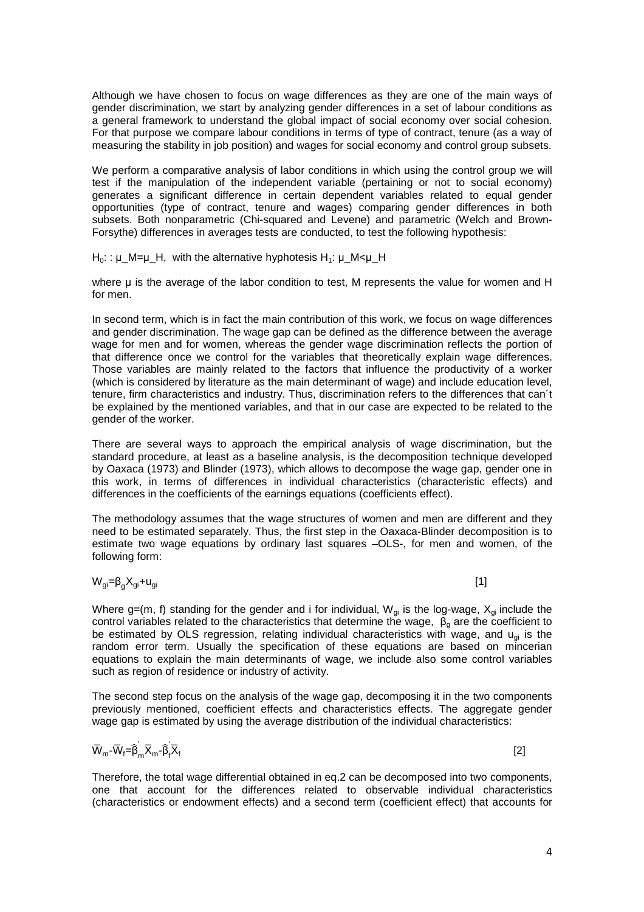Although we have chosen to focus on wage differences as they are one of the main ways of gender discrimination, we start by analyzing gender differences in a set of labour conditions as a general framework to understand the global impact of social economy over social cohesion. For that purpose we compare labour conditions in terms of type of contract, tenure (as a way of measuring the stability in job position) and wages for social economy and control group subsets.

We perform a comparative analysis of labor conditions in which using the control group we will test if the manipulation of the independent variable (pertaining or not to social economy) generates a significant difference in certain dependent variables related to equal gender opportunities (type of contract, tenure and wages) comparing gender differences in both subsets. Both nonparametric (Chi-squared and Levene) and parametric (Welch and Brown-Forsythe) differences in averages tests are conducted, to test the following hypothesis:

$H_0$: : $\mu\_M=\mu\_H$, with the alternative hyphotesis $H_1$: $\mu\_M<\mu\_H$

where $\mu$ is the average of the labor condition to test, M represents the value for women and H for men.

In second term, which is in fact the main contribution of this work, we focus on wage differences and gender discrimination. The wage gap can be defined as the difference between the average wage for men and for women, whereas the gender wage discrimination reflects the portion of that difference once we control for the variables that theoretically explain wage differences. Those variables are mainly related to the factors that influence the productivity of a worker (which is considered by literature as the main determinant of wage) and include education level, tenure, firm characteristics and industry. Thus, discrimination refers to the differences that can´t be explained by the mentioned variables, and that in our case are expected to be related to the gender of the worker.

There are several ways to approach the empirical analysis of wage discrimination, but the standard procedure, at least as a baseline analysis, is the decomposition technique developed by Oaxaca (1973) and Blinder (1973), which allows to decompose the wage gap, gender one in this work, in terms of differences in individual characteristics (characteristic effects) and differences in the coefficients of the earnings equations (coefficients effect).

The methodology assumes that the wage structures of women and men are different and they need to be estimated separately. Thus, the first step in the Oaxaca-Blinder decomposition is to estimate two wage equations by ordinary last squares –OLS-, for men and women, of the following form:

$$W_{gi}=\beta_g X_{gi}+u_{gi} \qquad [1]$$

Where g=(m, f) standing for the gender and i for individual, $W_{gi}$ is the log-wage, $X_{gi}$ include the control variables related to the characteristics that determine the wage, $\beta_g$ are the coefficient to be estimated by OLS regression, relating individual characteristics with wage, and $u_{gi}$ is the random error term. Usually the specification of these equations are based on mincerian equations to explain the main determinants of wage, we include also some control variables such as region of residence or industry of activity.

The second step focus on the analysis of the wage gap, decomposing it in the two components previously mentioned, coefficient effects and characteristics effects. The aggregate gender wage gap is estimated by using the average distribution of the individual characteristics:

$$\bar{W}_m-\bar{W}_f=\hat{\beta}_m^{'}\bar{X}_m-\hat{\beta}_f^{'}\bar{X}_f \qquad [2]$$

Therefore, the total wage differential obtained in eq.2 can be decomposed into two components, one that account for the differences related to observable individual characteristics (characteristics or endowment effects) and a second term (coefficient effect) that accounts for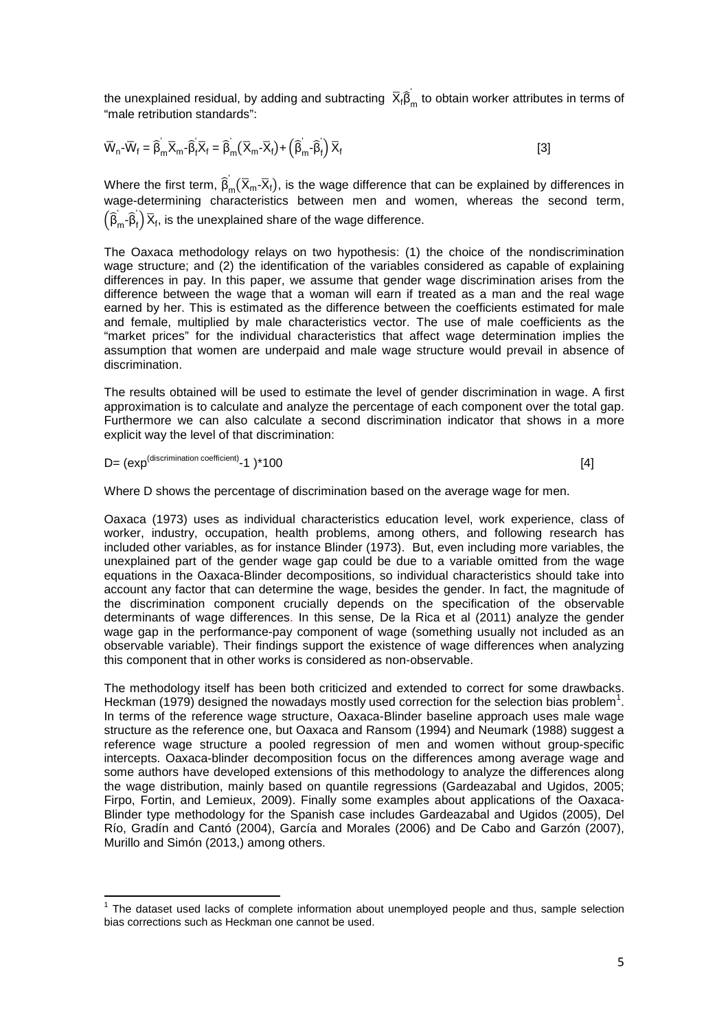the unexplained residual, by adding and subtracting $\overline{X}_f\hat{\beta}_m^{'}$ to obtain worker attributes in terms of "male retribution standards":

$$\overline{W}_n-\overline{W}_f = \hat{\beta}_m^{'}\overline{X}_m-\hat{\beta}_f^{'}\overline{X}_f = \hat{\beta}_m^{'}\left(\overline{X}_m-\overline{X}_f\right)+\left(\hat{\beta}_m^{'}-\hat{\beta}_f^{'}\right)\overline{X}_f \qquad [3]$$

Where the first term, $\hat{\beta}_m^{'}\left(\overline{X}_m-\overline{X}_f\right)$, is the wage difference that can be explained by differences in wage-determining characteristics between men and women, whereas the second term, $\left(\hat{\beta}_m^{'}-\hat{\beta}_f^{'}\right)\overline{X}_f$, is the unexplained share of the wage difference.

The Oaxaca methodology relays on two hypothesis: (1) the choice of the nondiscrimination wage structure; and (2) the identification of the variables considered as capable of explaining differences in pay. In this paper, we assume that gender wage discrimination arises from the difference between the wage that a woman will earn if treated as a man and the real wage earned by her. This is estimated as the difference between the coefficients estimated for male and female, multiplied by male characteristics vector. The use of male coefficients as the "market prices" for the individual characteristics that affect wage determination implies the assumption that women are underpaid and male wage structure would prevail in absence of discrimination.

The results obtained will be used to estimate the level of gender discrimination in wage. A first approximation is to calculate and analyze the percentage of each component over the total gap. Furthermore we can also calculate a second discrimination indicator that shows in a more explicit way the level of that discrimination:

$$D= (\exp^{(\text{discrimination coefficient})}-1\ )*100 \qquad [4]$$

Where D shows the percentage of discrimination based on the average wage for men.

Oaxaca (1973) uses as individual characteristics education level, work experience, class of worker, industry, occupation, health problems, among others, and following research has included other variables, as for instance Blinder (1973). But, even including more variables, the unexplained part of the gender wage gap could be due to a variable omitted from the wage equations in the Oaxaca-Blinder decompositions, so individual characteristics should take into account any factor that can determine the wage, besides the gender. In fact, the magnitude of the discrimination component crucially depends on the specification of the observable determinants of wage differences. In this sense, De la Rica et al (2011) analyze the gender wage gap in the performance-pay component of wage (something usually not included as an observable variable). Their findings support the existence of wage differences when analyzing this component that in other works is considered as non-observable.

The methodology itself has been both criticized and extended to correct for some drawbacks. Heckman (1979) designed the nowadays mostly used correction for the selection bias problem[1]. In terms of the reference wage structure, Oaxaca-Blinder baseline approach uses male wage structure as the reference one, but Oaxaca and Ransom (1994) and Neumark (1988) suggest a reference wage structure a pooled regression of men and women without group-specific intercepts. Oaxaca-blinder decomposition focus on the differences among average wage and some authors have developed extensions of this methodology to analyze the differences along the wage distribution, mainly based on quantile regressions (Gardeazabal and Ugidos, 2005; Firpo, Fortin, and Lemieux, 2009). Finally some examples about applications of the Oaxaca-Blinder type methodology for the Spanish case includes Gardeazabal and Ugidos (2005), Del Río, Gradín and Cantó (2004), García and Morales (2006) and De Cabo and Garzón (2007), Murillo and Simón (2013,) among others.

[1] The dataset used lacks of complete information about unemployed people and thus, sample selection bias corrections such as Heckman one cannot be used.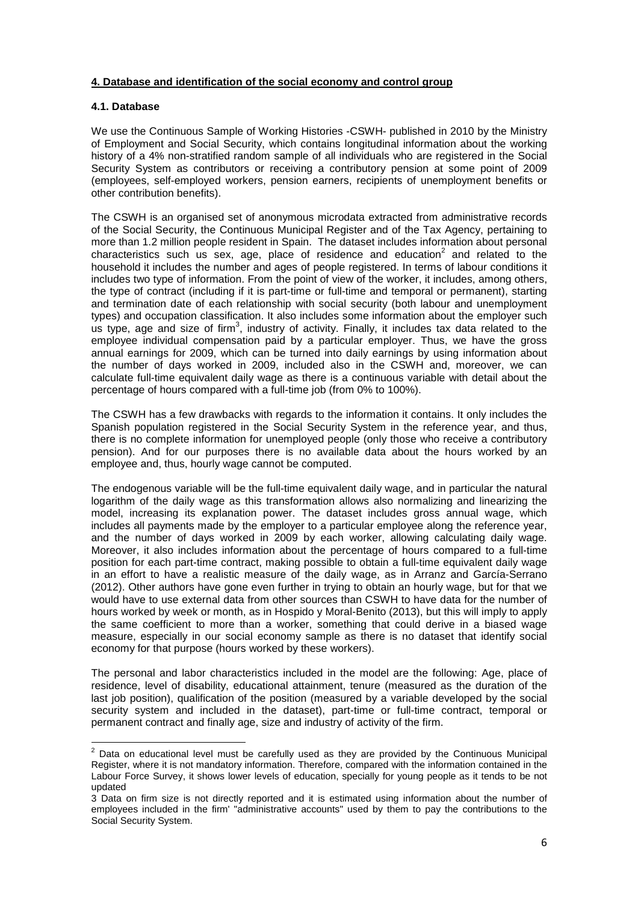## 4. Database and identification of the social economy and control group

### 4.1. Database

We use the Continuous Sample of Working Histories -CSWH- published in 2010 by the Ministry of Employment and Social Security, which contains longitudinal information about the working history of a 4% non-stratified random sample of all individuals who are registered in the Social Security System as contributors or receiving a contributory pension at some point of 2009 (employees, self-employed workers, pension earners, recipients of unemployment benefits or other contribution benefits).

The CSWH is an organised set of anonymous microdata extracted from administrative records of the Social Security, the Continuous Municipal Register and of the Tax Agency, pertaining to more than 1.2 million people resident in Spain. The dataset includes information about personal characteristics such us sex, age, place of residence and education[2] and related to the household it includes the number and ages of people registered. In terms of labour conditions it includes two type of information. From the point of view of the worker, it includes, among others, the type of contract (including if it is part-time or full-time and temporal or permanent), starting and termination date of each relationship with social security (both labour and unemployment types) and occupation classification. It also includes some information about the employer such us type, age and size of firm[3], industry of activity. Finally, it includes tax data related to the employee individual compensation paid by a particular employer. Thus, we have the gross annual earnings for 2009, which can be turned into daily earnings by using information about the number of days worked in 2009, included also in the CSWH and, moreover, we can calculate full-time equivalent daily wage as there is a continuous variable with detail about the percentage of hours compared with a full-time job (from 0% to 100%).

The CSWH has a few drawbacks with regards to the information it contains. It only includes the Spanish population registered in the Social Security System in the reference year, and thus, there is no complete information for unemployed people (only those who receive a contributory pension). And for our purposes there is no available data about the hours worked by an employee and, thus, hourly wage cannot be computed.

The endogenous variable will be the full-time equivalent daily wage, and in particular the natural logarithm of the daily wage as this transformation allows also normalizing and linearizing the model, increasing its explanation power. The dataset includes gross annual wage, which includes all payments made by the employer to a particular employee along the reference year, and the number of days worked in 2009 by each worker, allowing calculating daily wage. Moreover, it also includes information about the percentage of hours compared to a full-time position for each part-time contract, making possible to obtain a full-time equivalent daily wage in an effort to have a realistic measure of the daily wage, as in Arranz and García-Serrano (2012). Other authors have gone even further in trying to obtain an hourly wage, but for that we would have to use external data from other sources than CSWH to have data for the number of hours worked by week or month, as in Hospido y Moral-Benito (2013), but this will imply to apply the same coefficient to more than a worker, something that could derive in a biased wage measure, especially in our social economy sample as there is no dataset that identify social economy for that purpose (hours worked by these workers).

The personal and labor characteristics included in the model are the following: Age, place of residence, level of disability, educational attainment, tenure (measured as the duration of the last job position), qualification of the position (measured by a variable developed by the social security system and included in the dataset), part-time or full-time contract, temporal or permanent contract and finally age, size and industry of activity of the firm.

---

[2] Data on educational level must be carefully used as they are provided by the Continuous Municipal Register, where it is not mandatory information. Therefore, compared with the information contained in the Labour Force Survey, it shows lower levels of education, specially for young people as it tends to be not updated

[3] Data on firm size is not directly reported and it is estimated using information about the number of employees included in the firm' "administrative accounts" used by them to pay the contributions to the Social Security System.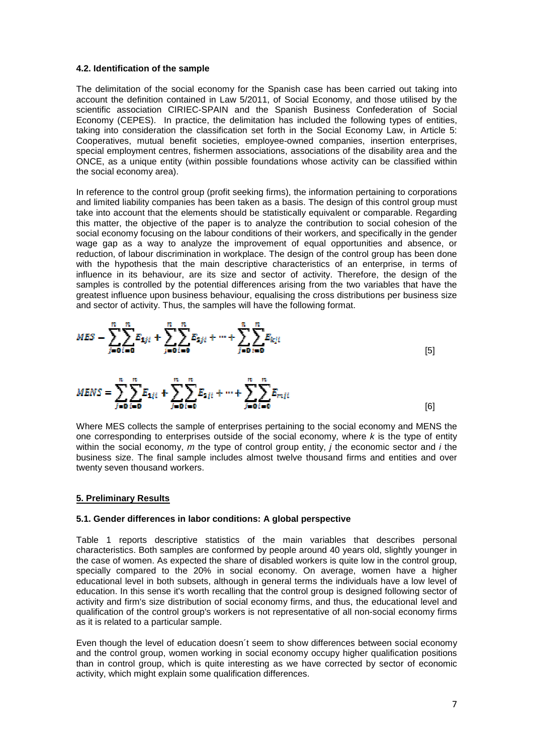### 4.2. Identification of the sample

The delimitation of the social economy for the Spanish case has been carried out taking into account the definition contained in Law 5/2011, of Social Economy, and those utilised by the scientific association CIRIEC-SPAIN and the Spanish Business Confederation of Social Economy (CEPES). In practice, the delimitation has included the following types of entities, taking into consideration the classification set forth in the Social Economy Law, in Article 5: Cooperatives, mutual benefit societies, employee-owned companies, insertion enterprises, special employment centres, fishermen associations, associations of the disability area and the ONCE, as a unique entity (within possible foundations whose activity can be classified within the social economy area).

In reference to the control group (profit seeking firms), the information pertaining to corporations and limited liability companies has been taken as a basis. The design of this control group must take into account that the elements should be statistically equivalent or comparable. Regarding this matter, the objective of the paper is to analyze the contribution to social cohesion of the social economy focusing on the labour conditions of their workers, and specifically in the gender wage gap as a way to analyze the improvement of equal opportunities and absence, or reduction, of labour discrimination in workplace. The design of the control group has been done with the hypothesis that the main descriptive characteristics of an enterprise, in terms of influence in its behaviour, are its size and sector of activity. Therefore, the design of the samples is controlled by the potential differences arising from the two variables that have the greatest influence upon business behaviour, equalising the cross distributions per business size and sector of activity. Thus, the samples will have the following format.

$$MES - \sum_{j=0}^{n}\sum_{i=0}^{n} E_{1ji} + \sum_{j=0}^{n}\sum_{i=0}^{n} E_{2ji} + \cdots + \sum_{j=0}^{n}\sum_{i=0}^{n} E_{kji} \qquad [5]$$

$$MENS = \sum_{j=0}^{n}\sum_{i=0}^{n} E_{1ji} + \sum_{j=0}^{n}\sum_{i=0}^{n} E_{2ji} + \cdots + \sum_{j=0}^{n}\sum_{i=0}^{n} E_{mji} \qquad [6]$$

Where MES collects the sample of enterprises pertaining to the social economy and MENS the one corresponding to enterprises outside of the social economy, where $k$ is the type of entity within the social economy, $m$ the type of control group entity, $j$ the economic sector and $i$ the business size. The final sample includes almost twelve thousand firms and entities and over twenty seven thousand workers.

## 5. Preliminary Results

### 5.1. Gender differences in labor conditions: A global perspective

Table 1 reports descriptive statistics of the main variables that describes personal characteristics. Both samples are conformed by people around 40 years old, slightly younger in the case of women. As expected the share of disabled workers is quite low in the control group, specially compared to the 20% in social economy. On average, women have a higher educational level in both subsets, although in general terms the individuals have a low level of education. In this sense it's worth recalling that the control group is designed following sector of activity and firm's size distribution of social economy firms, and thus, the educational level and qualification of the control group's workers is not representative of all non-social economy firms as it is related to a particular sample.

Even though the level of education doesn´t seem to show differences between social economy and the control group, women working in social economy occupy higher qualification positions than in control group, which is quite interesting as we have corrected by sector of economic activity, which might explain some qualification differences.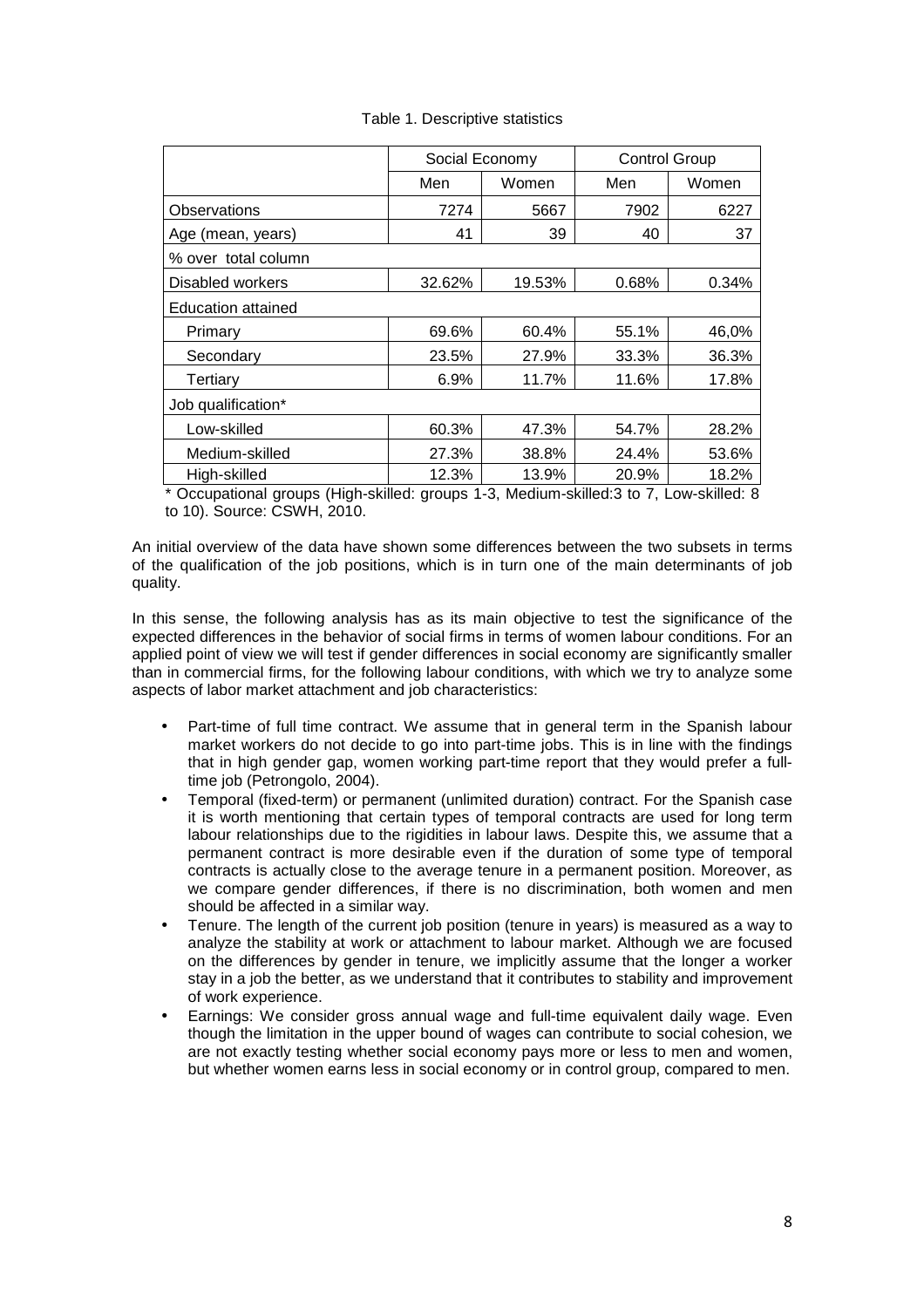Table 1. Descriptive statistics

| | Social Economy | | Control Group | |
|---|---|---|---|---|
| | Men | Women | Men | Women |
| Observations | 7274 | 5667 | 7902 | 6227 |
| Age (mean, years) | 41 | 39 | 40 | 37 |
| % over total column | | | | |
| Disabled workers | 32.62% | 19.53% | 0.68% | 0.34% |
| Education attained | | | | |
| Primary | 69.6% | 60.4% | 55.1% | 46,0% |
| Secondary | 23.5% | 27.9% | 33.3% | 36.3% |
| Tertiary | 6.9% | 11.7% | 11.6% | 17.8% |
| Job qualification* | | | | |
| Low-skilled | 60.3% | 47.3% | 54.7% | 28.2% |
| Medium-skilled | 27.3% | 38.8% | 24.4% | 53.6% |
| High-skilled | 12.3% | 13.9% | 20.9% | 18.2% |

\* Occupational groups (High-skilled: groups 1-3, Medium-skilled:3 to 7, Low-skilled: 8 to 10). Source: CSWH, 2010.

An initial overview of the data have shown some differences between the two subsets in terms of the qualification of the job positions, which is in turn one of the main determinants of job quality.

In this sense, the following analysis has as its main objective to test the significance of the expected differences in the behavior of social firms in terms of women labour conditions. For an applied point of view we will test if gender differences in social economy are significantly smaller than in commercial firms, for the following labour conditions, with which we try to analyze some aspects of labor market attachment and job characteristics:

- Part-time of full time contract. We assume that in general term in the Spanish labour market workers do not decide to go into part-time jobs. This is in line with the findings that in high gender gap, women working part-time report that they would prefer a full-time job (Petrongolo, 2004).
- Temporal (fixed-term) or permanent (unlimited duration) contract. For the Spanish case it is worth mentioning that certain types of temporal contracts are used for long term labour relationships due to the rigidities in labour laws. Despite this, we assume that a permanent contract is more desirable even if the duration of some type of temporal contracts is actually close to the average tenure in a permanent position. Moreover, as we compare gender differences, if there is no discrimination, both women and men should be affected in a similar way.
- Tenure. The length of the current job position (tenure in years) is measured as a way to analyze the stability at work or attachment to labour market. Although we are focused on the differences by gender in tenure, we implicitly assume that the longer a worker stay in a job the better, as we understand that it contributes to stability and improvement of work experience.
- Earnings: We consider gross annual wage and full-time equivalent daily wage. Even though the limitation in the upper bound of wages can contribute to social cohesion, we are not exactly testing whether social economy pays more or less to men and women, but whether women earns less in social economy or in control group, compared to men.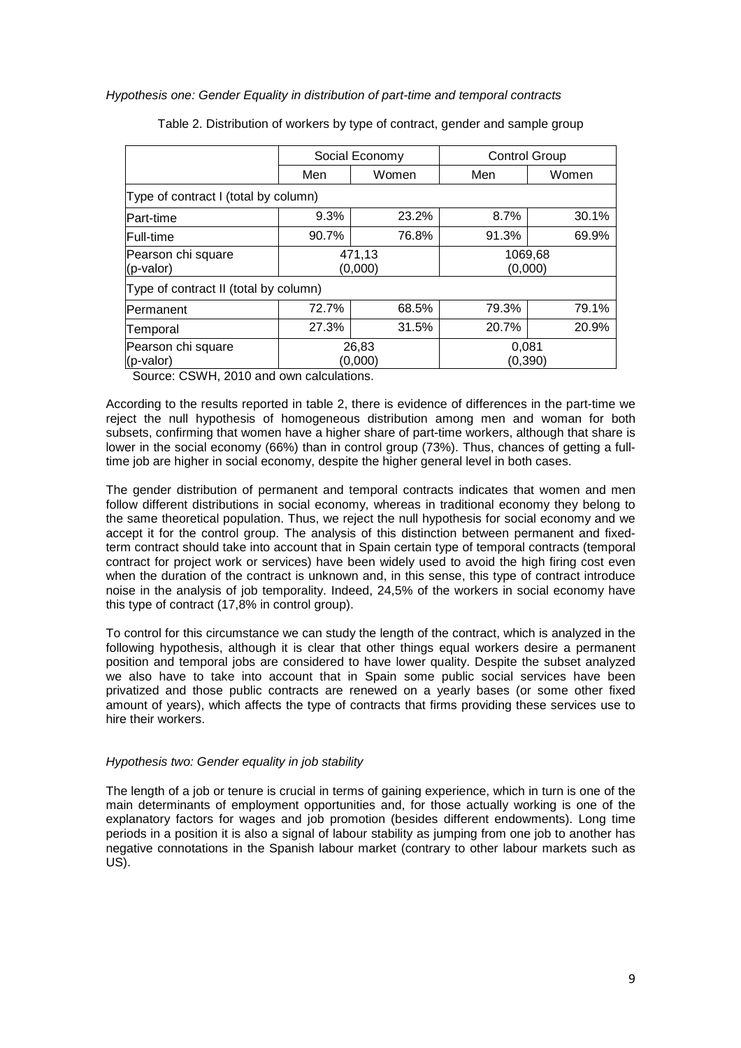*Hypothesis one: Gender Equality in distribution of part-time and temporal contracts*

Table 2. Distribution of workers by type of contract, gender and sample group

| | Social Economy | | Control Group | |
|---|---|---|---|---|
| | Men | Women | Men | Women |
| Type of contract I (total by column) | | | | |
| Part-time | 9.3% | 23.2% | 8.7% | 30.1% |
| Full-time | 90.7% | 76.8% | 91.3% | 69.9% |
| Pearson chi square (p-valor) | 471,13 (0,000) | | 1069,68 (0,000) | |
| Type of contract II (total by column) | | | | |
| Permanent | 72.7% | 68.5% | 79.3% | 79.1% |
| Temporal | 27.3% | 31.5% | 20.7% | 20.9% |
| Pearson chi square (p-valor) | 26,83 (0,000) | | 0,081 (0,390) | |

Source: CSWH, 2010 and own calculations.

According to the results reported in table 2, there is evidence of differences in the part-time we reject the null hypothesis of homogeneous distribution among men and woman for both subsets, confirming that women have a higher share of part-time workers, although that share is lower in the social economy (66%) than in control group (73%). Thus, chances of getting a full-time job are higher in social economy, despite the higher general level in both cases.

The gender distribution of permanent and temporal contracts indicates that women and men follow different distributions in social economy, whereas in traditional economy they belong to the same theoretical population. Thus, we reject the null hypothesis for social economy and we accept it for the control group. The analysis of this distinction between permanent and fixed-term contract should take into account that in Spain certain type of temporal contracts (temporal contract for project work or services) have been widely used to avoid the high firing cost even when the duration of the contract is unknown and, in this sense, this type of contract introduce noise in the analysis of job temporality. Indeed, 24,5% of the workers in social economy have this type of contract (17,8% in control group).

To control for this circumstance we can study the length of the contract, which is analyzed in the following hypothesis, although it is clear that other things equal workers desire a permanent position and temporal jobs are considered to have lower quality. Despite the subset analyzed we also have to take into account that in Spain some public social services have been privatized and those public contracts are renewed on a yearly bases (or some other fixed amount of years), which affects the type of contracts that firms providing these services use to hire their workers.

*Hypothesis two: Gender equality in job stability*

The length of a job or tenure is crucial in terms of gaining experience, which in turn is one of the main determinants of employment opportunities and, for those actually working is one of the explanatory factors for wages and job promotion (besides different endowments). Long time periods in a position it is also a signal of labour stability as jumping from one job to another has negative connotations in the Spanish labour market (contrary to other labour markets such as US).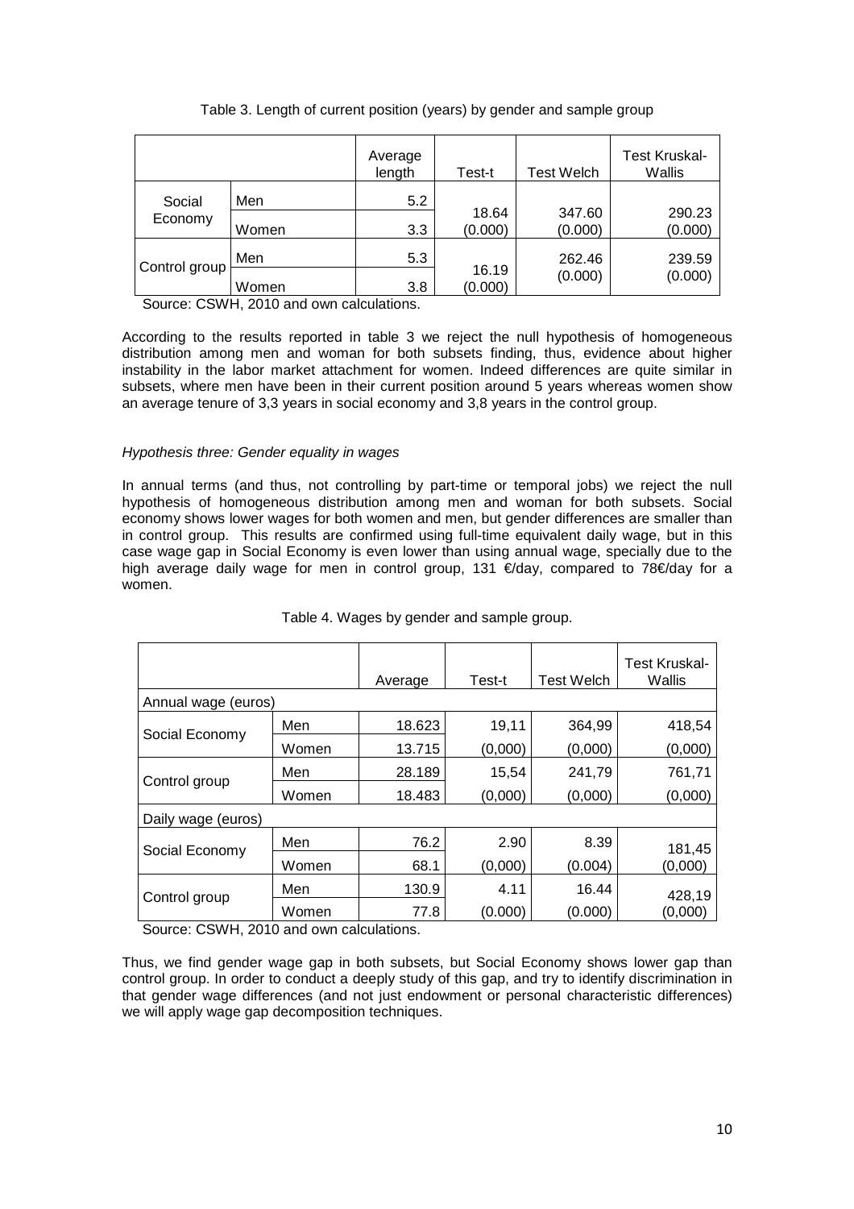Table 3. Length of current position (years) by gender and sample group

| | | Average length | Test-t | Test Welch | Test Kruskal-Wallis |
|---|---|---|---|---|---|
| Social Economy | Men | 5.2 | 18.64 (0.000) | 347.60 (0.000) | 290.23 (0.000) |
| | Women | 3.3 | | | |
| Control group | Men | 5.3 | 16.19 (0.000) | 262.46 (0.000) | 239.59 (0.000) |
| | Women | 3.8 | | | |

Source: CSWH, 2010 and own calculations.

According to the results reported in table 3 we reject the null hypothesis of homogeneous distribution among men and woman for both subsets finding, thus, evidence about higher instability in the labor market attachment for women. Indeed differences are quite similar in subsets, where men have been in their current position around 5 years whereas women show an average tenure of 3,3 years in social economy and 3,8 years in the control group.

*Hypothesis three: Gender equality in wages*

In annual terms (and thus, not controlling by part-time or temporal jobs) we reject the null hypothesis of homogeneous distribution among men and woman for both subsets. Social economy shows lower wages for both women and men, but gender differences are smaller than in control group. This results are confirmed using full-time equivalent daily wage, but in this case wage gap in Social Economy is even lower than using annual wage, specially due to the high average daily wage for men in control group, 131 €/day, compared to 78€/day for a women.

Table 4. Wages by gender and sample group.

| | | Average | Test-t | Test Welch | Test Kruskal-Wallis |
|---|---|---|---|---|---|
| Annual wage (euros) | | | | | |
| Social Economy | Men | 18.623 | 19,11 | 364,99 | 418,54 |
| | Women | 13.715 | (0,000) | (0,000) | (0,000) |
| Control group | Men | 28.189 | 15,54 | 241,79 | 761,71 |
| | Women | 18.483 | (0,000) | (0,000) | (0,000) |
| Daily wage (euros) | | | | | |
| Social Economy | Men | 76.2 | 2.90 | 8.39 | 181,45 (0,000) |
| | Women | 68.1 | (0,000) | (0.004) | |
| Control group | Men | 130.9 | 4.11 | 16.44 | 428,19 (0,000) |
| | Women | 77.8 | (0.000) | (0.000) | |

Source: CSWH, 2010 and own calculations.

Thus, we find gender wage gap in both subsets, but Social Economy shows lower gap than control group. In order to conduct a deeply study of this gap, and try to identify discrimination in that gender wage differences (and not just endowment or personal characteristic differences) we will apply wage gap decomposition techniques.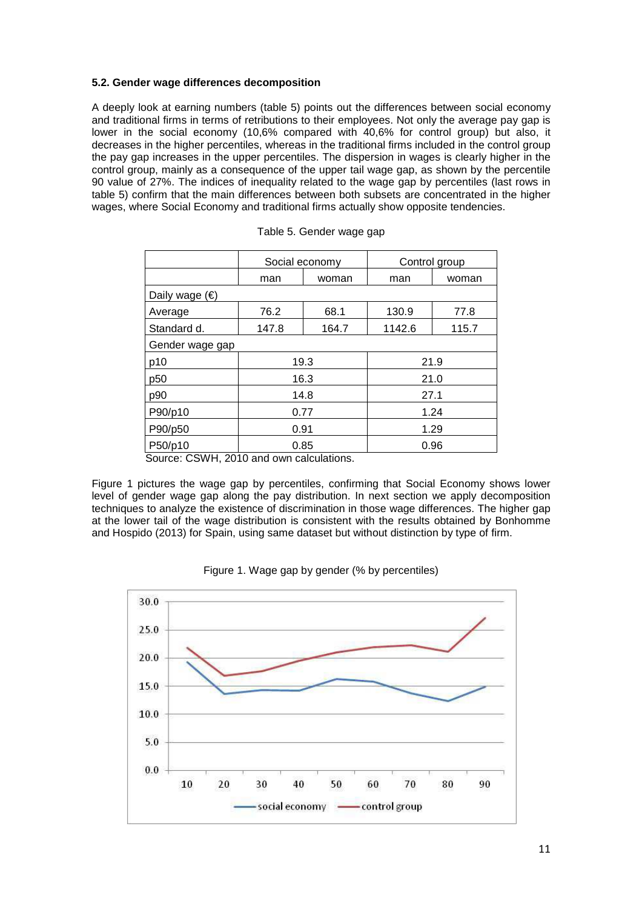### 5.2. Gender wage differences decomposition

A deeply look at earning numbers (table 5) points out the differences between social economy and traditional firms in terms of retributions to their employees. Not only the average pay gap is lower in the social economy (10,6% compared with 40,6% for control group) but also, it decreases in the higher percentiles, whereas in the traditional firms included in the control group the pay gap increases in the upper percentiles. The dispersion in wages is clearly higher in the control group, mainly as a consequence of the upper tail wage gap, as shown by the percentile 90 value of 27%. The indices of inequality related to the wage gap by percentiles (last rows in table 5) confirm that the main differences between both subsets are concentrated in the higher wages, where Social Economy and traditional firms actually show opposite tendencies.

Table 5. Gender wage gap

| | Social economy | | Control group | |
|---|---|---|---|---|
| | man | woman | man | woman |
| Daily wage (€) | | | | |
| Average | 76.2 | 68.1 | 130.9 | 77.8 |
| Standard d. | 147.8 | 164.7 | 1142.6 | 115.7 |
| Gender wage gap | | | | |
| p10 | 19.3 | | 21.9 | |
| p50 | 16.3 | | 21.0 | |
| p90 | 14.8 | | 27.1 | |
| P90/p10 | 0.77 | | 1.24 | |
| P90/p50 | 0.91 | | 1.29 | |
| P50/p10 | 0.85 | | 0.96 | |

Source: CSWH, 2010 and own calculations.

Figure 1 pictures the wage gap by percentiles, confirming that Social Economy shows lower level of gender wage gap along the pay distribution. In next section we apply decomposition techniques to analyze the existence of discrimination in those wage differences. The higher gap at the lower tail of the wage distribution is consistent with the results obtained by Bonhomme and Hospido (2013) for Spain, using same dataset but without distinction by type of firm.

Figure 1. Wage gap by gender (% by percentiles)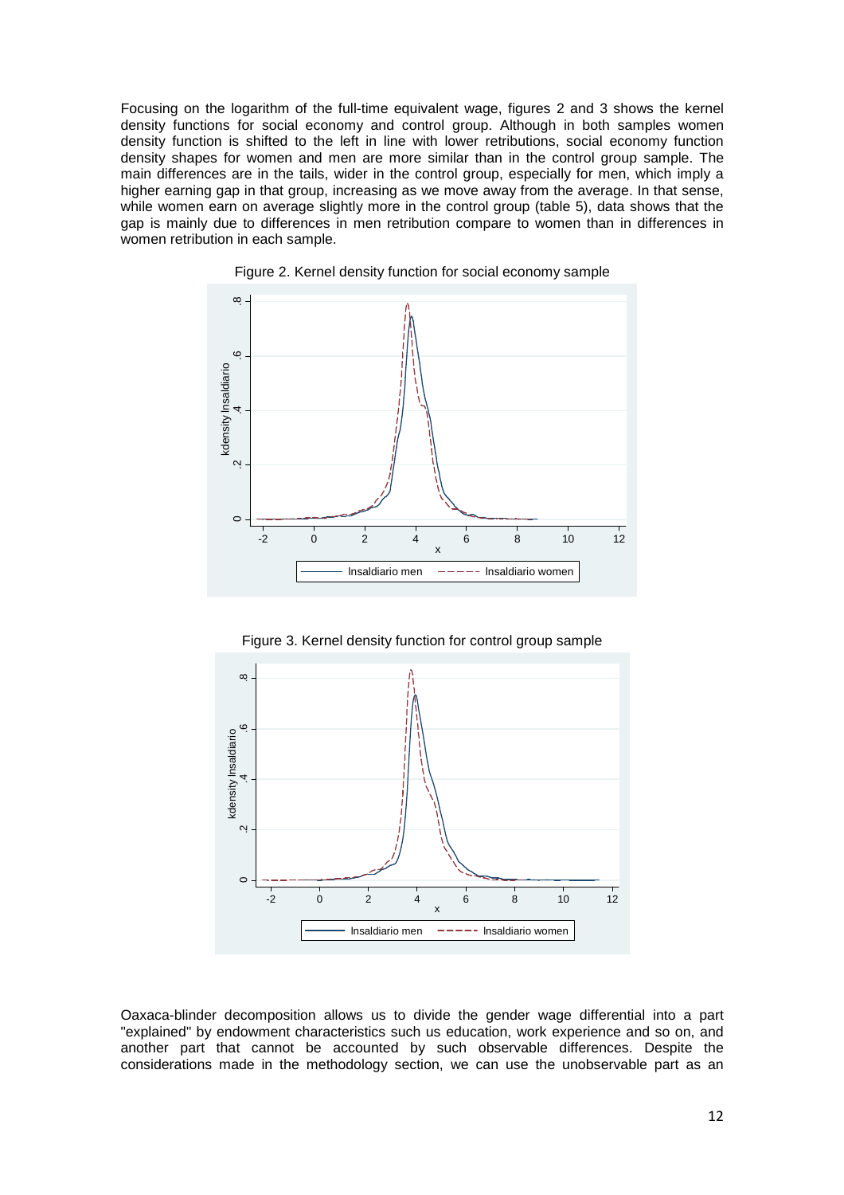Focusing on the logarithm of the full-time equivalent wage, figures 2 and 3 shows the kernel density functions for social economy and control group. Although in both samples women density function is shifted to the left in line with lower retributions, social economy function density shapes for women and men are more similar than in the control group sample. The main differences are in the tails, wider in the control group, especially for men, which imply a higher earning gap in that group, increasing as we move away from the average. In that sense, while women earn on average slightly more in the control group (table 5), data shows that the gap is mainly due to differences in men retribution compare to women than in differences in women retribution in each sample.

Figure 2. Kernel density function for social economy sample

Figure 3. Kernel density function for control group sample

Oaxaca-blinder decomposition allows us to divide the gender wage differential into a part "explained" by endowment characteristics such us education, work experience and so on, and another part that cannot be accounted by such observable differences. Despite the considerations made in the methodology section, we can use the unobservable part as an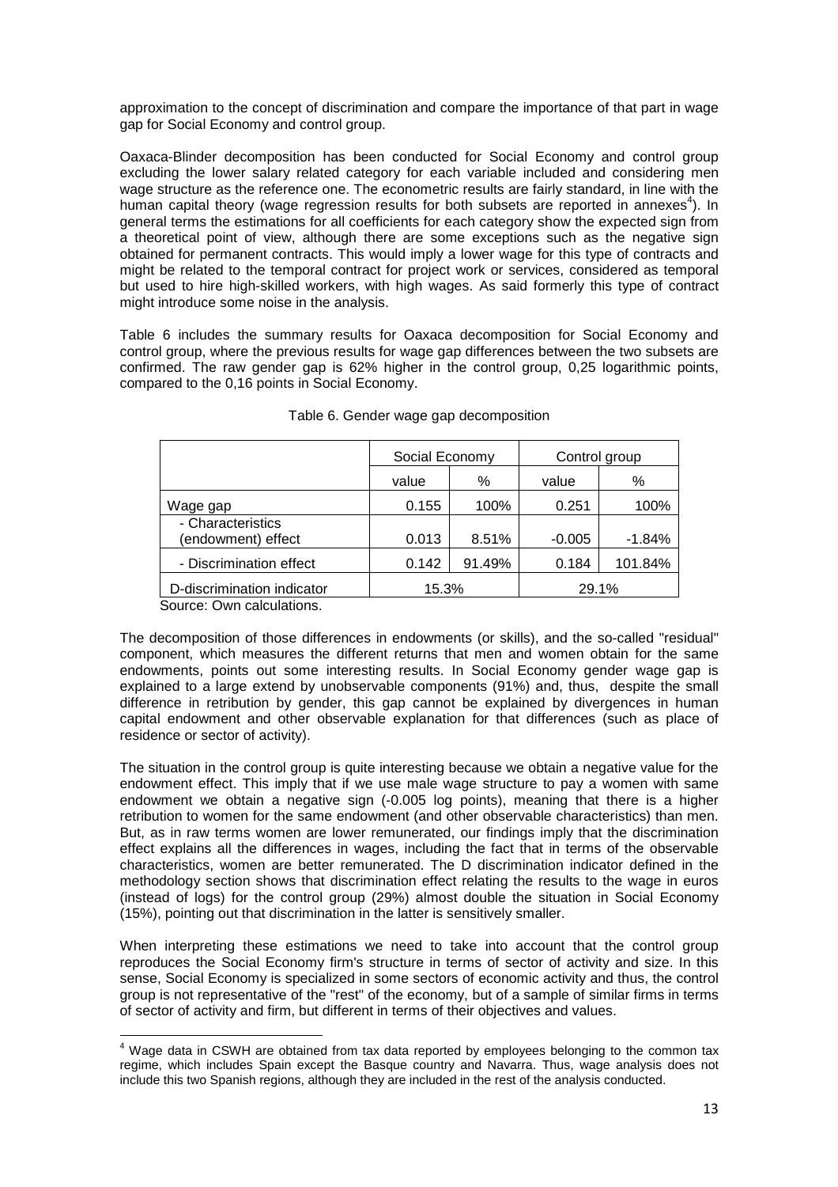approximation to the concept of discrimination and compare the importance of that part in wage gap for Social Economy and control group.

Oaxaca-Blinder decomposition has been conducted for Social Economy and control group excluding the lower salary related category for each variable included and considering men wage structure as the reference one. The econometric results are fairly standard, in line with the human capital theory (wage regression results for both subsets are reported in annexes[4]). In general terms the estimations for all coefficients for each category show the expected sign from a theoretical point of view, although there are some exceptions such as the negative sign obtained for permanent contracts. This would imply a lower wage for this type of contracts and might be related to the temporal contract for project work or services, considered as temporal but used to hire high-skilled workers, with high wages. As said formerly this type of contract might introduce some noise in the analysis.

Table 6 includes the summary results for Oaxaca decomposition for Social Economy and control group, where the previous results for wage gap differences between the two subsets are confirmed. The raw gender gap is 62% higher in the control group, 0,25 logarithmic points, compared to the 0,16 points in Social Economy.

Table 6. Gender wage gap decomposition

| | Social Economy | | Control group | |
|---|---|---|---|---|
| | value | % | value | % |
| Wage gap | 0.155 | 100% | 0.251 | 100% |
| - Characteristics (endowment) effect | 0.013 | 8.51% | -0.005 | -1.84% |
| - Discrimination effect | 0.142 | 91.49% | 0.184 | 101.84% |
| D-discrimination indicator | 15.3% | | 29.1% | |

Source: Own calculations.

The decomposition of those differences in endowments (or skills), and the so-called "residual" component, which measures the different returns that men and women obtain for the same endowments, points out some interesting results. In Social Economy gender wage gap is explained to a large extend by unobservable components (91%) and, thus, despite the small difference in retribution by gender, this gap cannot be explained by divergences in human capital endowment and other observable explanation for that differences (such as place of residence or sector of activity).

The situation in the control group is quite interesting because we obtain a negative value for the endowment effect. This imply that if we use male wage structure to pay a women with same endowment we obtain a negative sign (-0.005 log points), meaning that there is a higher retribution to women for the same endowment (and other observable characteristics) than men. But, as in raw terms women are lower remunerated, our findings imply that the discrimination effect explains all the differences in wages, including the fact that in terms of the observable characteristics, women are better remunerated. The D discrimination indicator defined in the methodology section shows that discrimination effect relating the results to the wage in euros (instead of logs) for the control group (29%) almost double the situation in Social Economy (15%), pointing out that discrimination in the latter is sensitively smaller.

When interpreting these estimations we need to take into account that the control group reproduces the Social Economy firm's structure in terms of sector of activity and size. In this sense, Social Economy is specialized in some sectors of economic activity and thus, the control group is not representative of the "rest" of the economy, but of a sample of similar firms in terms of sector of activity and firm, but different in terms of their objectives and values.

[4] Wage data in CSWH are obtained from tax data reported by employees belonging to the common tax regime, which includes Spain except the Basque country and Navarra. Thus, wage analysis does not include this two Spanish regions, although they are included in the rest of the analysis conducted.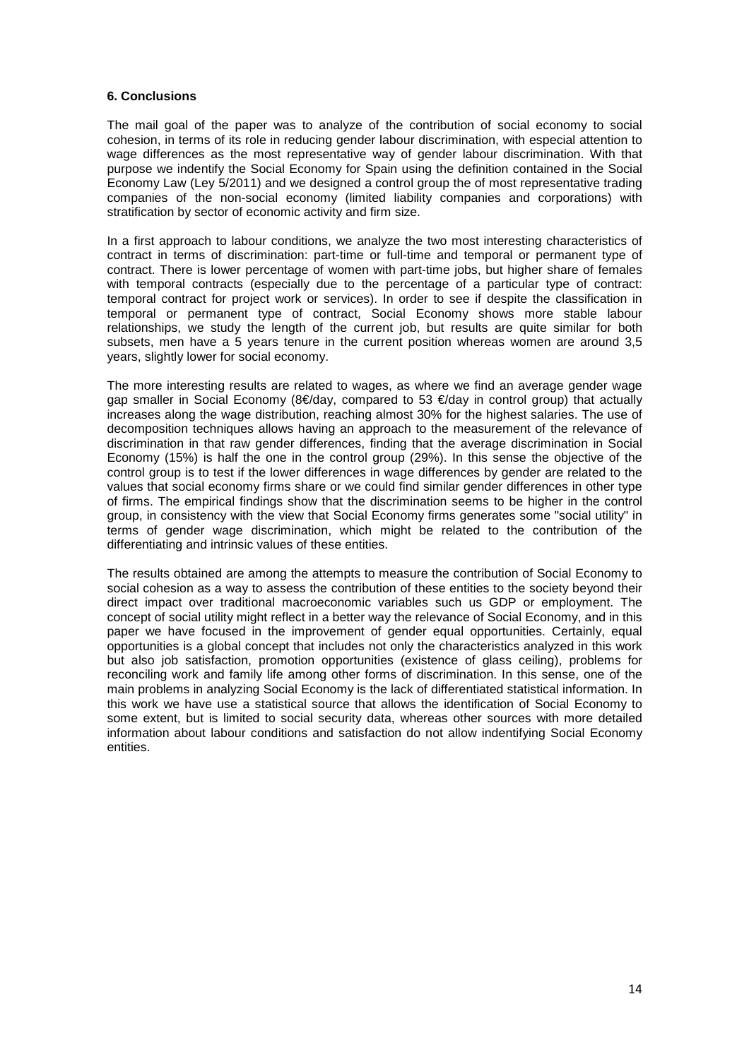### 6. Conclusions

The mail goal of the paper was to analyze of the contribution of social economy to social cohesion, in terms of its role in reducing gender labour discrimination, with especial attention to wage differences as the most representative way of gender labour discrimination. With that purpose we indentify the Social Economy for Spain using the definition contained in the Social Economy Law (Ley 5/2011) and we designed a control group the of most representative trading companies of the non-social economy (limited liability companies and corporations) with stratification by sector of economic activity and firm size.

In a first approach to labour conditions, we analyze the two most interesting characteristics of contract in terms of discrimination: part-time or full-time and temporal or permanent type of contract. There is lower percentage of women with part-time jobs, but higher share of females with temporal contracts (especially due to the percentage of a particular type of contract: temporal contract for project work or services). In order to see if despite the classification in temporal or permanent type of contract, Social Economy shows more stable labour relationships, we study the length of the current job, but results are quite similar for both subsets, men have a 5 years tenure in the current position whereas women are around 3,5 years, slightly lower for social economy.

The more interesting results are related to wages, as where we find an average gender wage gap smaller in Social Economy (8€/day, compared to 53 €/day in control group) that actually increases along the wage distribution, reaching almost 30% for the highest salaries. The use of decomposition techniques allows having an approach to the measurement of the relevance of discrimination in that raw gender differences, finding that the average discrimination in Social Economy (15%) is half the one in the control group (29%). In this sense the objective of the control group is to test if the lower differences in wage differences by gender are related to the values that social economy firms share or we could find similar gender differences in other type of firms. The empirical findings show that the discrimination seems to be higher in the control group, in consistency with the view that Social Economy firms generates some "social utility" in terms of gender wage discrimination, which might be related to the contribution of the differentiating and intrinsic values of these entities.

The results obtained are among the attempts to measure the contribution of Social Economy to social cohesion as a way to assess the contribution of these entities to the society beyond their direct impact over traditional macroeconomic variables such us GDP or employment. The concept of social utility might reflect in a better way the relevance of Social Economy, and in this paper we have focused in the improvement of gender equal opportunities. Certainly, equal opportunities is a global concept that includes not only the characteristics analyzed in this work but also job satisfaction, promotion opportunities (existence of glass ceiling), problems for reconciling work and family life among other forms of discrimination. In this sense, one of the main problems in analyzing Social Economy is the lack of differentiated statistical information. In this work we have use a statistical source that allows the identification of Social Economy to some extent, but is limited to social security data, whereas other sources with more detailed information about labour conditions and satisfaction do not allow indentifying Social Economy entities.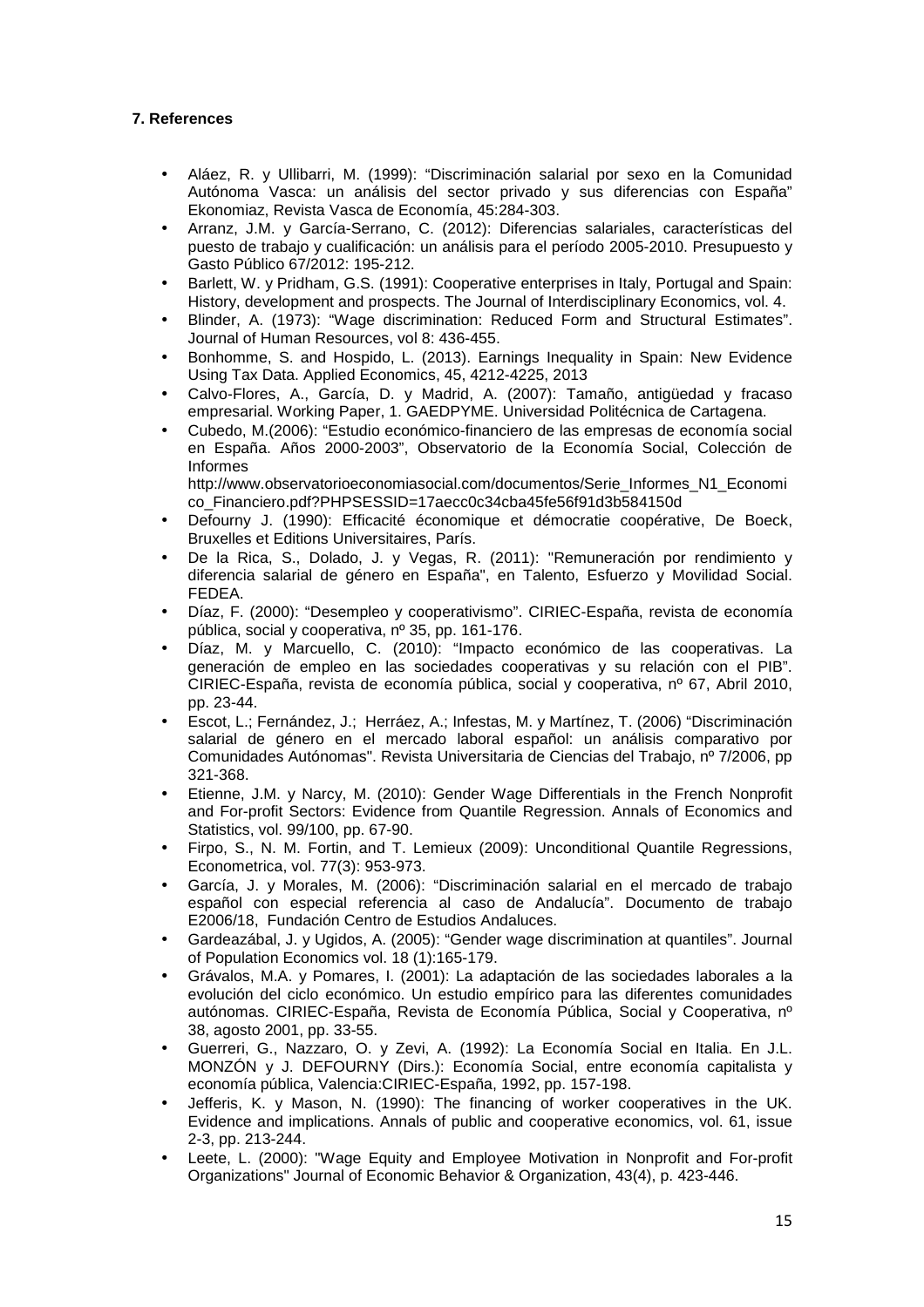### 7. References

- Aláez, R. y Ullibarri, M. (1999): "Discriminación salarial por sexo en la Comunidad Autónoma Vasca: un análisis del sector privado y sus diferencias con España" Ekonomiaz, Revista Vasca de Economía, 45:284-303.
- Arranz, J.M. y García-Serrano, C. (2012): Diferencias salariales, características del puesto de trabajo y cualificación: un análisis para el período 2005-2010. Presupuesto y Gasto Público 67/2012: 195-212.
- Barlett, W. y Pridham, G.S. (1991): Cooperative enterprises in Italy, Portugal and Spain: History, development and prospects. The Journal of Interdisciplinary Economics, vol. 4.
- Blinder, A. (1973): "Wage discrimination: Reduced Form and Structural Estimates". Journal of Human Resources, vol 8: 436-455.
- Bonhomme, S. and Hospido, L. (2013). Earnings Inequality in Spain: New Evidence Using Tax Data. Applied Economics, 45, 4212-4225, 2013
- Calvo-Flores, A., García, D. y Madrid, A. (2007): Tamaño, antigüedad y fracaso empresarial. Working Paper, 1. GAEDPYME. Universidad Politécnica de Cartagena.
- Cubedo, M.(2006): "Estudio económico-financiero de las empresas de economía social en España. Años 2000-2003", Observatorio de la Economía Social, Colección de Informes http://www.observatorioeconomiasocial.com/documentos/Serie_Informes_N1_Economico_Financiero.pdf?PHPSESSID=17aecc0c34cba45fe56f91d3b584150d
- Defourny J. (1990): Efficacité économique et démocratie coopérative, De Boeck, Bruxelles et Editions Universitaires, París.
- De la Rica, S., Dolado, J. y Vegas, R. (2011): "Remuneración por rendimiento y diferencia salarial de género en España", en Talento, Esfuerzo y Movilidad Social. FEDEA.
- Díaz, F. (2000): "Desempleo y cooperativismo". CIRIEC-España, revista de economía pública, social y cooperativa, nº 35, pp. 161-176.
- Díaz, M. y Marcuello, C. (2010): "Impacto económico de las cooperativas. La generación de empleo en las sociedades cooperativas y su relación con el PIB". CIRIEC-España, revista de economía pública, social y cooperativa, nº 67, Abril 2010, pp. 23-44.
- Escot, L.; Fernández, J.; Herráez, A.; Infestas, M. y Martínez, T. (2006) "Discriminación salarial de género en el mercado laboral español: un análisis comparativo por Comunidades Autónomas". Revista Universitaria de Ciencias del Trabajo, nº 7/2006, pp 321-368.
- Etienne, J.M. y Narcy, M. (2010): Gender Wage Differentials in the French Nonprofit and For-profit Sectors: Evidence from Quantile Regression. Annals of Economics and Statistics, vol. 99/100, pp. 67-90.
- Firpo, S., N. M. Fortin, and T. Lemieux (2009): Unconditional Quantile Regressions, Econometrica, vol. 77(3): 953-973.
- García, J. y Morales, M. (2006): "Discriminación salarial en el mercado de trabajo español con especial referencia al caso de Andalucía". Documento de trabajo E2006/18, Fundación Centro de Estudios Andaluces.
- Gardeazábal, J. y Ugidos, A. (2005): "Gender wage discrimination at quantiles". Journal of Population Economics vol. 18 (1):165-179.
- Grávalos, M.A. y Pomares, I. (2001): La adaptación de las sociedades laborales a la evolución del ciclo económico. Un estudio empírico para las diferentes comunidades autónomas. CIRIEC-España, Revista de Economía Pública, Social y Cooperativa, nº 38, agosto 2001, pp. 33-55.
- Guerreri, G., Nazzaro, O. y Zevi, A. (1992): La Economía Social en Italia. En J.L. MONZÓN y J. DEFOURNY (Dirs.): Economía Social, entre economía capitalista y economía pública, Valencia:CIRIEC-España, 1992, pp. 157-198.
- Jefferis, K. y Mason, N. (1990): The financing of worker cooperatives in the UK. Evidence and implications. Annals of public and cooperative economics, vol. 61, issue 2-3, pp. 213-244.
- Leete, L. (2000): "Wage Equity and Employee Motivation in Nonprofit and For-profit Organizations" Journal of Economic Behavior & Organization, 43(4), p. 423-446.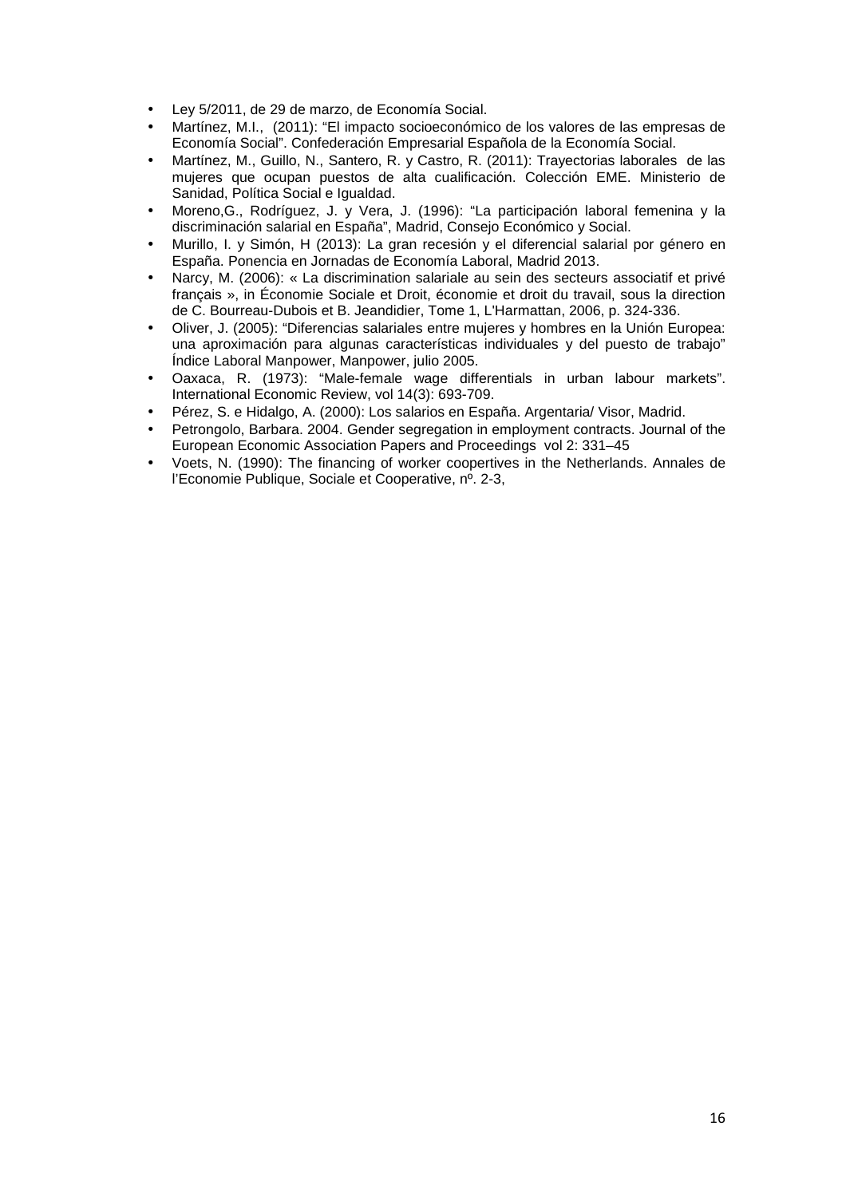- Ley 5/2011, de 29 de marzo, de Economía Social.
- Martínez, M.I., (2011): "El impacto socioeconómico de los valores de las empresas de Economía Social". Confederación Empresarial Española de la Economía Social.
- Martínez, M., Guillo, N., Santero, R. y Castro, R. (2011): Trayectorias laborales de las mujeres que ocupan puestos de alta cualificación. Colección EME. Ministerio de Sanidad, Política Social e Igualdad.
- Moreno,G., Rodríguez, J. y Vera, J. (1996): "La participación laboral femenina y la discriminación salarial en España", Madrid, Consejo Económico y Social.
- Murillo, I. y Simón, H (2013): La gran recesión y el diferencial salarial por género en España. Ponencia en Jornadas de Economía Laboral, Madrid 2013.
- Narcy, M. (2006): « La discrimination salariale au sein des secteurs associatif et privé français », in Économie Sociale et Droit, économie et droit du travail, sous la direction de C. Bourreau-Dubois et B. Jeandidier, Tome 1, L'Harmattan, 2006, p. 324-336.
- Oliver, J. (2005): "Diferencias salariales entre mujeres y hombres en la Unión Europea: una aproximación para algunas características individuales y del puesto de trabajo" Índice Laboral Manpower, Manpower, julio 2005.
- Oaxaca, R. (1973): "Male-female wage differentials in urban labour markets". International Economic Review, vol 14(3): 693-709.
- Pérez, S. e Hidalgo, A. (2000): Los salarios en España. Argentaria/ Visor, Madrid.
- Petrongolo, Barbara. 2004. Gender segregation in employment contracts. Journal of the European Economic Association Papers and Proceedings vol 2: 331–45
- Voets, N. (1990): The financing of worker coopertives in the Netherlands. Annales de l'Economie Publique, Sociale et Cooperative, nº. 2-3,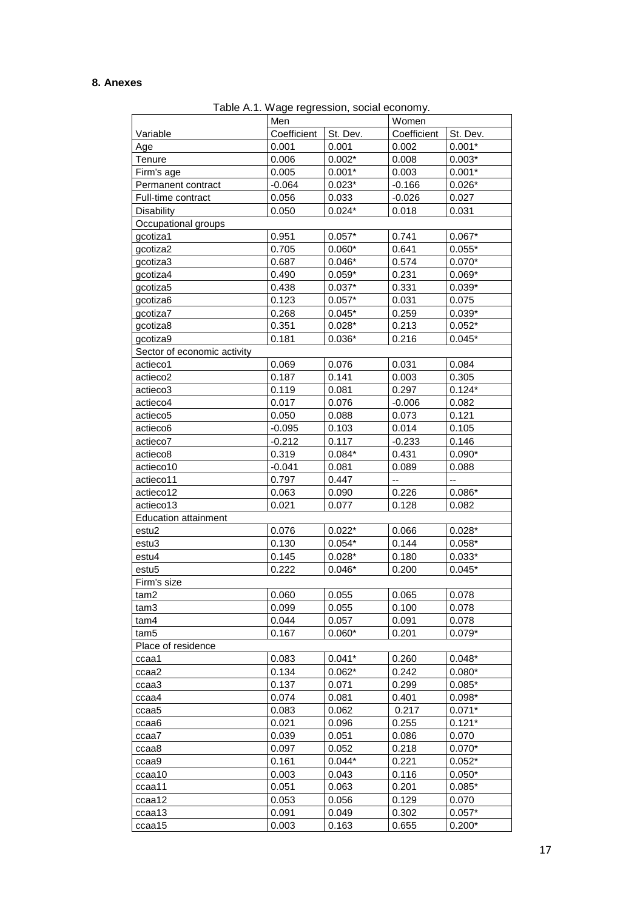**8. Anexes**

Table A.1. Wage regression, social economy.

| | Men | | Women | |
|---|---|---|---|---|
| Variable | Coefficient | St. Dev. | Coefficient | St. Dev. |
| Age | 0.001 | 0.001 | 0.002 | 0.001* |
| Tenure | 0.006 | 0.002* | 0.008 | 0.003* |
| Firm's age | 0.005 | 0.001* | 0.003 | 0.001* |
| Permanent contract | -0.064 | 0.023* | -0.166 | 0.026* |
| Full-time contract | 0.056 | 0.033 | -0.026 | 0.027 |
| Disability | 0.050 | 0.024* | 0.018 | 0.031 |
| Occupational groups | | | | |
| gcotiza1 | 0.951 | 0.057* | 0.741 | 0.067* |
| gcotiza2 | 0.705 | 0.060* | 0.641 | 0.055* |
| gcotiza3 | 0.687 | 0.046* | 0.574 | 0.070* |
| gcotiza4 | 0.490 | 0.059* | 0.231 | 0.069* |
| gcotiza5 | 0.438 | 0.037* | 0.331 | 0.039* |
| gcotiza6 | 0.123 | 0.057* | 0.031 | 0.075 |
| gcotiza7 | 0.268 | 0.045* | 0.259 | 0.039* |
| gcotiza8 | 0.351 | 0.028* | 0.213 | 0.052* |
| gcotiza9 | 0.181 | 0.036* | 0.216 | 0.045* |
| Sector of economic activity | | | | |
| actieco1 | 0.069 | 0.076 | 0.031 | 0.084 |
| actieco2 | 0.187 | 0.141 | 0.003 | 0.305 |
| actieco3 | 0.119 | 0.081 | 0.297 | 0.124* |
| actieco4 | 0.017 | 0.076 | -0.006 | 0.082 |
| actieco5 | 0.050 | 0.088 | 0.073 | 0.121 |
| actieco6 | -0.095 | 0.103 | 0.014 | 0.105 |
| actieco7 | -0.212 | 0.117 | -0.233 | 0.146 |
| actieco8 | 0.319 | 0.084* | 0.431 | 0.090* |
| actieco10 | -0.041 | 0.081 | 0.089 | 0.088 |
| actieco11 | 0.797 | 0.447 | -- | -- |
| actieco12 | 0.063 | 0.090 | 0.226 | 0.086* |
| actieco13 | 0.021 | 0.077 | 0.128 | 0.082 |
| Education attainment | | | | |
| estu2 | 0.076 | 0.022* | 0.066 | 0.028* |
| estu3 | 0.130 | 0.054* | 0.144 | 0.058* |
| estu4 | 0.145 | 0.028* | 0.180 | 0.033* |
| estu5 | 0.222 | 0.046* | 0.200 | 0.045* |
| Firm's size | | | | |
| tam2 | 0.060 | 0.055 | 0.065 | 0.078 |
| tam3 | 0.099 | 0.055 | 0.100 | 0.078 |
| tam4 | 0.044 | 0.057 | 0.091 | 0.078 |
| tam5 | 0.167 | 0.060* | 0.201 | 0.079* |
| Place of residence | | | | |
| ccaa1 | 0.083 | 0.041* | 0.260 | 0.048* |
| ccaa2 | 0.134 | 0.062* | 0.242 | 0.080* |
| ccaa3 | 0.137 | 0.071 | 0.299 | 0.085* |
| ccaa4 | 0.074 | 0.081 | 0.401 | 0.098* |
| ccaa5 | 0.083 | 0.062 | 0.217 | 0.071* |
| ccaa6 | 0.021 | 0.096 | 0.255 | 0.121* |
| ccaa7 | 0.039 | 0.051 | 0.086 | 0.070 |
| ccaa8 | 0.097 | 0.052 | 0.218 | 0.070* |
| ccaa9 | 0.161 | 0.044* | 0.221 | 0.052* |
| ccaa10 | 0.003 | 0.043 | 0.116 | 0.050* |
| ccaa11 | 0.051 | 0.063 | 0.201 | 0.085* |
| ccaa12 | 0.053 | 0.056 | 0.129 | 0.070 |
| ccaa13 | 0.091 | 0.049 | 0.302 | 0.057* |
| ccaa15 | 0.003 | 0.163 | 0.655 | 0.200* |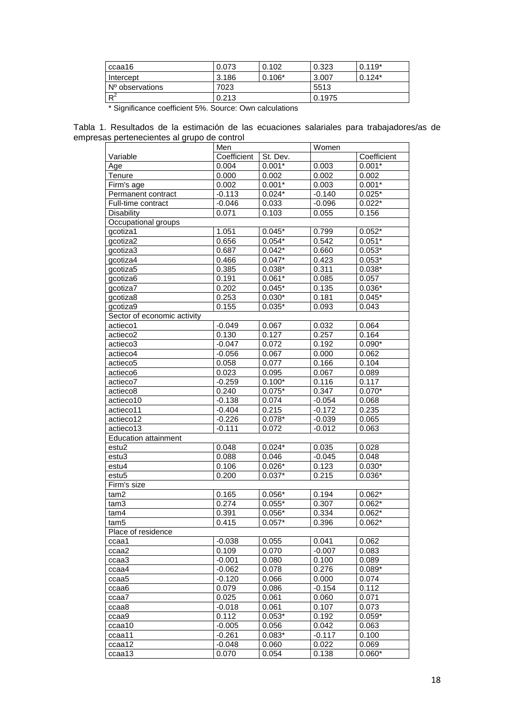| | | | | |
|---|---|---|---|---|
| ccaa16 | 0.073 | 0.102 | 0.323 | 0.119* |
| Intercept | 3.186 | 0.106* | 3.007 | 0.124* |
| Nº observations | 7023 | | 5513 | |
| $R^2$ | 0.213 | | 0.1975 | |

\* Significance coefficient 5%. Source: Own calculations

Tabla 1. Resultados de la estimación de las ecuaciones salariales para trabajadores/as de empresas pertenecientes al grupo de control

| | Men | | Women | |
|---|---|---|---|---|
| Variable | Coefficient | St. Dev. | | Coefficient |
| Age | 0.004 | 0.001* | 0.003 | 0.001* |
| Tenure | 0.000 | 0.002 | 0.002 | 0.002 |
| Firm's age | 0.002 | 0.001* | 0.003 | 0.001* |
| Permanent contract | -0.113 | 0.024* | -0.140 | 0.025* |
| Full-time contract | -0.046 | 0.033 | -0.096 | 0.022* |
| Disability | 0.071 | 0.103 | 0.055 | 0.156 |
| Occupational groups | | | | |
| gcotiza1 | 1.051 | 0.045* | 0.799 | 0.052* |
| gcotiza2 | 0.656 | 0.054* | 0.542 | 0.051* |
| gcotiza3 | 0.687 | 0.042* | 0.660 | 0.053* |
| gcotiza4 | 0.466 | 0.047* | 0.423 | 0.053* |
| gcotiza5 | 0.385 | 0.038* | 0.311 | 0.038* |
| gcotiza6 | 0.191 | 0.061* | 0.085 | 0.057 |
| gcotiza7 | 0.202 | 0.045* | 0.135 | 0.036* |
| gcotiza8 | 0.253 | 0.030* | 0.181 | 0.045* |
| gcotiza9 | 0.155 | 0.035* | 0.093 | 0.043 |
| Sector of economic activity | | | | |
| actieco1 | -0.049 | 0.067 | 0.032 | 0.064 |
| actieco2 | 0.130 | 0.127 | 0.257 | 0.164 |
| actieco3 | -0.047 | 0.072 | 0.192 | 0.090* |
| actieco4 | -0.056 | 0.067 | 0.000 | 0.062 |
| actieco5 | 0.058 | 0.077 | 0.166 | 0.104 |
| actieco6 | 0.023 | 0.095 | 0.067 | 0.089 |
| actieco7 | -0.259 | 0.100* | 0.116 | 0.117 |
| actieco8 | 0.240 | 0.075* | 0.347 | 0.070* |
| actieco10 | -0.138 | 0.074 | -0.054 | 0.068 |
| actieco11 | -0.404 | 0.215 | -0.172 | 0.235 |
| actieco12 | -0.226 | 0.078* | -0.039 | 0.065 |
| actieco13 | -0.111 | 0.072 | -0.012 | 0.063 |
| Education attainment | | | | |
| estu2 | 0.048 | 0.024* | 0.035 | 0.028 |
| estu3 | 0.088 | 0.046 | -0.045 | 0.048 |
| estu4 | 0.106 | 0.026* | 0.123 | 0.030* |
| estu5 | 0.200 | 0.037* | 0.215 | 0.036* |
| Firm's size | | | | |
| tam2 | 0.165 | 0.056* | 0.194 | 0.062* |
| tam3 | 0.274 | 0.055* | 0.307 | 0.062* |
| tam4 | 0.391 | 0.056* | 0.334 | 0.062* |
| tam5 | 0.415 | 0.057* | 0.396 | 0.062* |
| Place of residence | | | | |
| ccaa1 | -0.038 | 0.055 | 0.041 | 0.062 |
| ccaa2 | 0.109 | 0.070 | -0.007 | 0.083 |
| ccaa3 | -0.001 | 0.080 | 0.100 | 0.089 |
| ccaa4 | -0.062 | 0.078 | 0.276 | 0.089* |
| ccaa5 | -0.120 | 0.066 | 0.000 | 0.074 |
| ccaa6 | 0.079 | 0.086 | -0.154 | 0.112 |
| ccaa7 | 0.025 | 0.061 | 0.060 | 0.071 |
| ccaa8 | -0.018 | 0.061 | 0.107 | 0.073 |
| ccaa9 | 0.112 | 0.053* | 0.192 | 0.059* |
| ccaa10 | -0.005 | 0.056 | 0.042 | 0.063 |
| ccaa11 | -0.261 | 0.083* | -0.117 | 0.100 |
| ccaa12 | -0.048 | 0.060 | 0.022 | 0.069 |
| ccaa13 | 0.070 | 0.054 | 0.138 | 0.060* |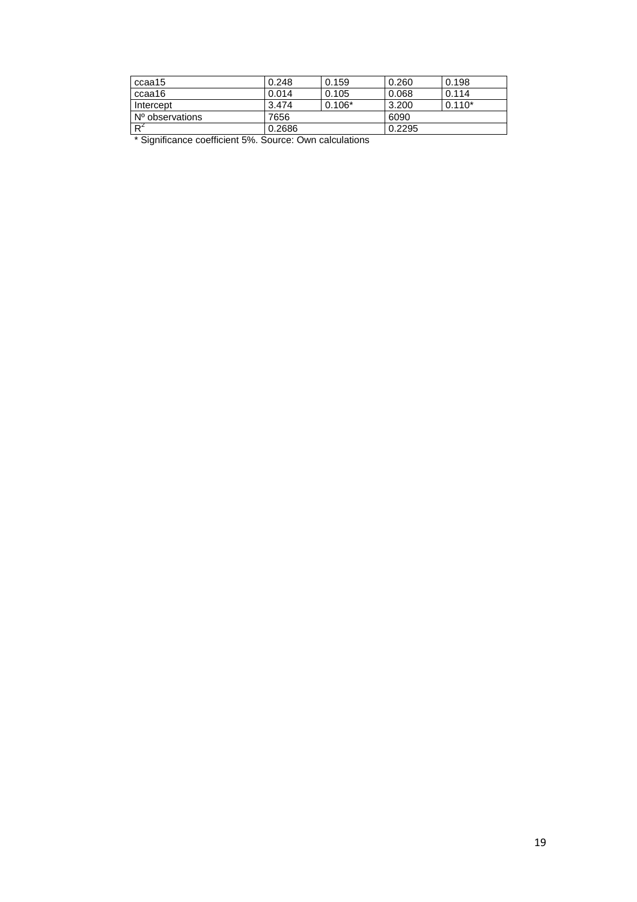| | | | | |
|---|---|---|---|---|
| ccaa15 | 0.248 | 0.159 | 0.260 | 0.198 |
| ccaa16 | 0.014 | 0.105 | 0.068 | 0.114 |
| Intercept | 3.474 | 0.106* | 3.200 | 0.110* |
| Nº observations | 7656 | | 6090 | |
| $R^2$ | 0.2686 | | 0.2295 | |

* Significance coefficient 5%. Source: Own calculations